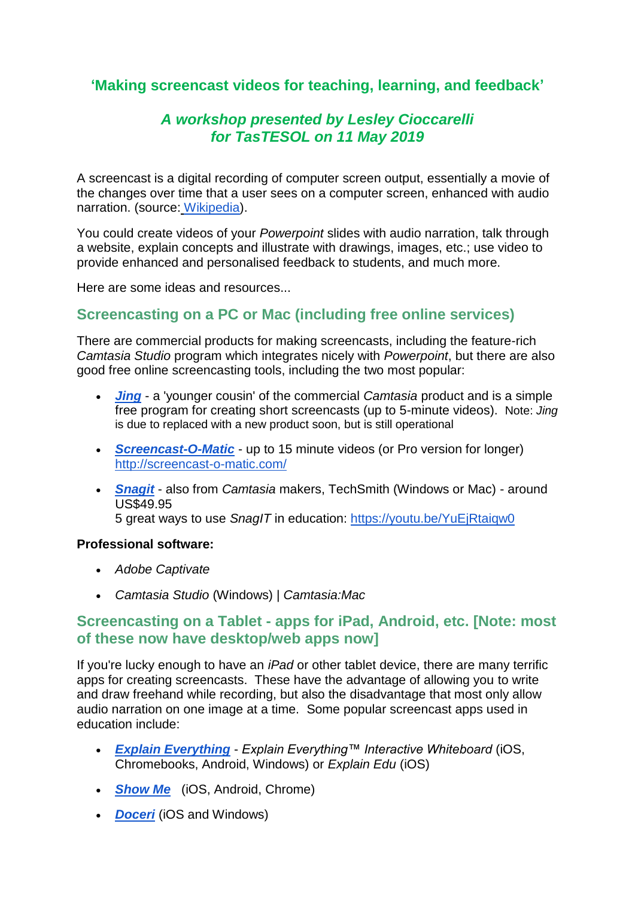# ‘Making screencast videos for teaching, learning, and feedback’

## *A workshop presented by Lesley Cioccarelli for TasTESOL on 11 May 2019*

A screencast is a digital recording of computer screen output, essentially a movie of the changes over time that a user sees on a computer screen, enhanced with audio narration. (source: Wikipedia).

You could create videos of your *Powerpoint* slides with audio narration, talk through a website, explain concepts and illustrate with drawings, images, etc.; use video to provide enhanced and personalised feedback to students, and much more.

Here are some ideas and resources...

## Screencasting on a PC or Mac (including free online services)

There are commercial products for making screencasts, including the feature-rich *Camtasia Studio* program which integrates nicely with *Powerpoint*, but there are also good free online screencasting tools, including the two most popular:

- ***Jing*** - a 'younger cousin' of the commercial *Camtasia* product and is a simple free program for creating short screencasts (up to 5-minute videos). Note: *Jing* is due to replaced with a new product soon, but is still operational
- ***Screencast-O-Matic*** - up to 15 minute videos (or Pro version for longer) http://screencast-o-matic.com/
- ***Snagit*** - also from *Camtasia* makers, TechSmith (Windows or Mac) - around US$49.95
  5 great ways to use *SnagIT* in education: https://youtu.be/YuEjRtaiqw0

**Professional software:**

- *Adobe Captivate*
- *Camtasia Studio* (Windows) | *Camtasia:Mac*

## Screencasting on a Tablet - apps for iPad, Android, etc. [Note: most of these now have desktop/web apps now]

If you're lucky enough to have an *iPad* or other tablet device, there are many terrific apps for creating screencasts. These have the advantage of allowing you to write and draw freehand while recording, but also the disadvantage that most only allow audio narration on one image at a time. Some popular screencast apps used in education include:

- ***Explain Everything*** - *Explain Everything™ Interactive Whiteboard* (iOS, Chromebooks, Android, Windows) or *Explain Edu* (iOS)
- ***Show Me*** (iOS, Android, Chrome)
- ***Doceri*** (iOS and Windows)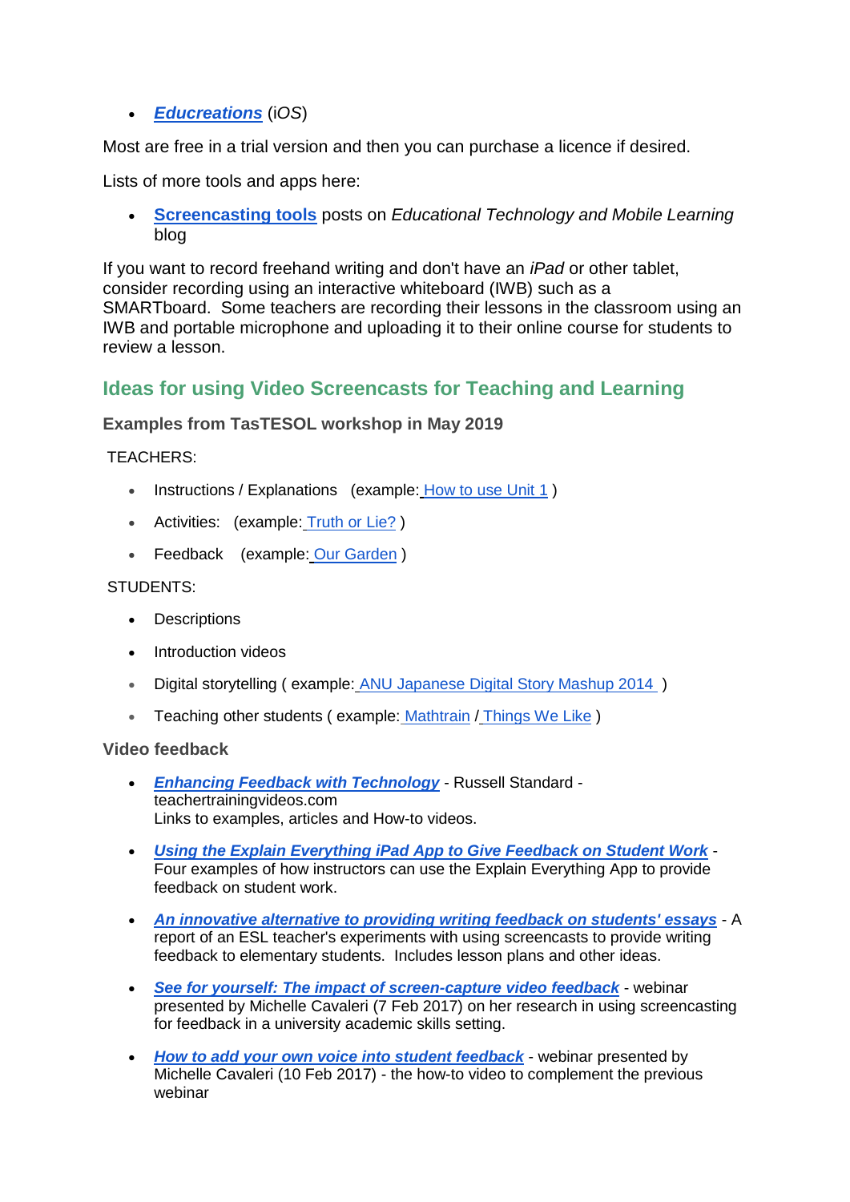- ***Educreations*** (iOS)

Most are free in a trial version and then you can purchase a licence if desired.

Lists of more tools and apps here:

- **Screencasting tools** posts on *Educational Technology and Mobile Learning* blog

If you want to record freehand writing and don't have an *iPad* or other tablet, consider recording using an interactive whiteboard (IWB) such as a SMARTboard. Some teachers are recording their lessons in the classroom using an IWB and portable microphone and uploading it to their online course for students to review a lesson.

## Ideas for using Video Screencasts for Teaching and Learning

### Examples from TasTESOL workshop in May 2019

TEACHERS:

- Instructions / Explanations (example: How to use Unit 1 )
- Activities: (example: Truth or Lie? )
- Feedback (example: Our Garden )

STUDENTS:

- Descriptions
- Introduction videos
- Digital storytelling ( example: ANU Japanese Digital Story Mashup 2014 )
- Teaching other students ( example: Mathtrain / Things We Like )

### Video feedback

- ***Enhancing Feedback with Technology*** - Russell Standard - teachertrainingvideos.com
  Links to examples, articles and How-to videos.
- ***Using the Explain Everything iPad App to Give Feedback on Student Work*** - Four examples of how instructors can use the Explain Everything App to provide feedback on student work.
- ***An innovative alternative to providing writing feedback on students' essays*** - A report of an ESL teacher's experiments with using screencasts to provide writing feedback to elementary students. Includes lesson plans and other ideas.
- ***See for yourself: The impact of screen-capture video feedback*** - webinar presented by Michelle Cavaleri (7 Feb 2017) on her research in using screencasting for feedback in a university academic skills setting.
- ***How to add your own voice into student feedback*** - webinar presented by Michelle Cavaleri (10 Feb 2017) - the how-to video to complement the previous webinar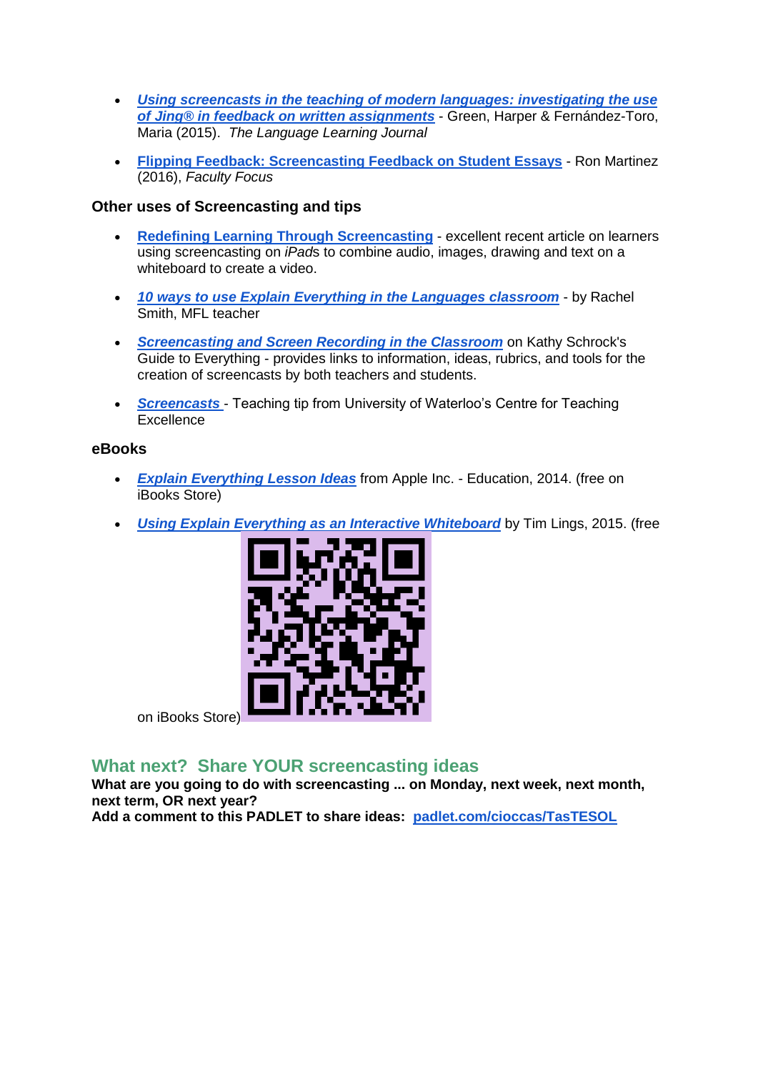- ***Using screencasts in the teaching of modern languages: investigating the use of Jing® in feedback on written assignments*** - Green, Harper & Fernández-Toro, Maria (2015). *The Language Learning Journal*

- **Flipping Feedback: Screencasting Feedback on Student Essays** - Ron Martinez (2016), *Faculty Focus*

### Other uses of Screencasting and tips

- **Redefining Learning Through Screencasting** - excellent recent article on learners using screencasting on *iPad*s to combine audio, images, drawing and text on a whiteboard to create a video.

- ***10 ways to use Explain Everything in the Languages classroom*** - by Rachel Smith, MFL teacher

- ***Screencasting and Screen Recording in the Classroom*** on Kathy Schrock's Guide to Everything - provides links to information, ideas, rubrics, and tools for the creation of screencasts by both teachers and students.

- ***Screencasts*** - Teaching tip from University of Waterloo's Centre for Teaching Excellence

### eBooks

- ***Explain Everything Lesson Ideas*** from Apple Inc. - Education, 2014. (free on iBooks Store)

- ***Using Explain Everything as an Interactive Whiteboard*** by Tim Lings, 2015. (free on iBooks Store)

## What next? Share YOUR screencasting ideas

**What are you going to do with screencasting ... on Monday, next week, next month, next term, OR next year?**
**Add a comment to this PADLET to share ideas: padlet.com/cioccas/TasTESOL**